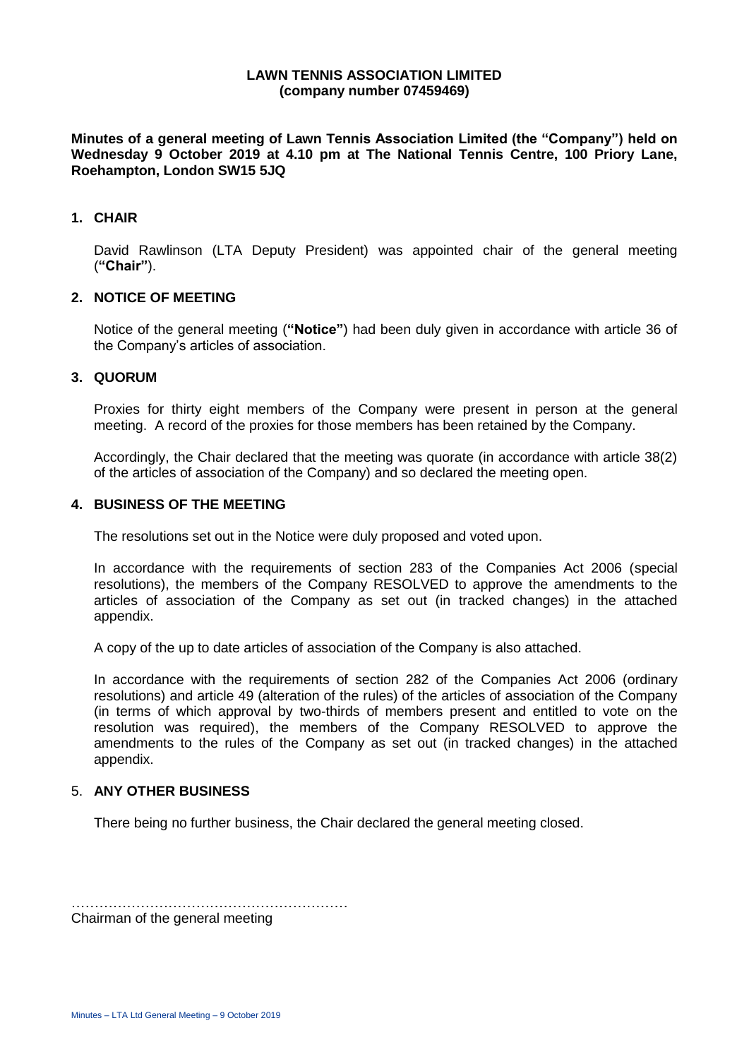**LAWN TENNIS ASSOCIATION LIMITED**
**(company number 07459469)**

**Minutes of a general meeting of Lawn Tennis Association Limited (the "Company") held on Wednesday 9 October 2019 at 4.10 pm at The National Tennis Centre, 100 Priory Lane, Roehampton, London SW15 5JQ**

## 1. CHAIR

David Rawlinson (LTA Deputy President) was appointed chair of the general meeting (**"Chair"**).

## 2. NOTICE OF MEETING

Notice of the general meeting (**"Notice"**) had been duly given in accordance with article 36 of the Company's articles of association.

## 3. QUORUM

Proxies for thirty eight members of the Company were present in person at the general meeting. A record of the proxies for those members has been retained by the Company.

Accordingly, the Chair declared that the meeting was quorate (in accordance with article 38(2) of the articles of association of the Company) and so declared the meeting open.

## 4. BUSINESS OF THE MEETING

The resolutions set out in the Notice were duly proposed and voted upon.

In accordance with the requirements of section 283 of the Companies Act 2006 (special resolutions), the members of the Company RESOLVED to approve the amendments to the articles of association of the Company as set out (in tracked changes) in the attached appendix.

A copy of the up to date articles of association of the Company is also attached.

In accordance with the requirements of section 282 of the Companies Act 2006 (ordinary resolutions) and article 49 (alteration of the rules) of the articles of association of the Company (in terms of which approval by two-thirds of members present and entitled to vote on the resolution was required), the members of the Company RESOLVED to approve the amendments to the rules of the Company as set out (in tracked changes) in the attached appendix.

## 5. ANY OTHER BUSINESS

There being no further business, the Chair declared the general meeting closed.

…………………………………………………

Chairman of the general meeting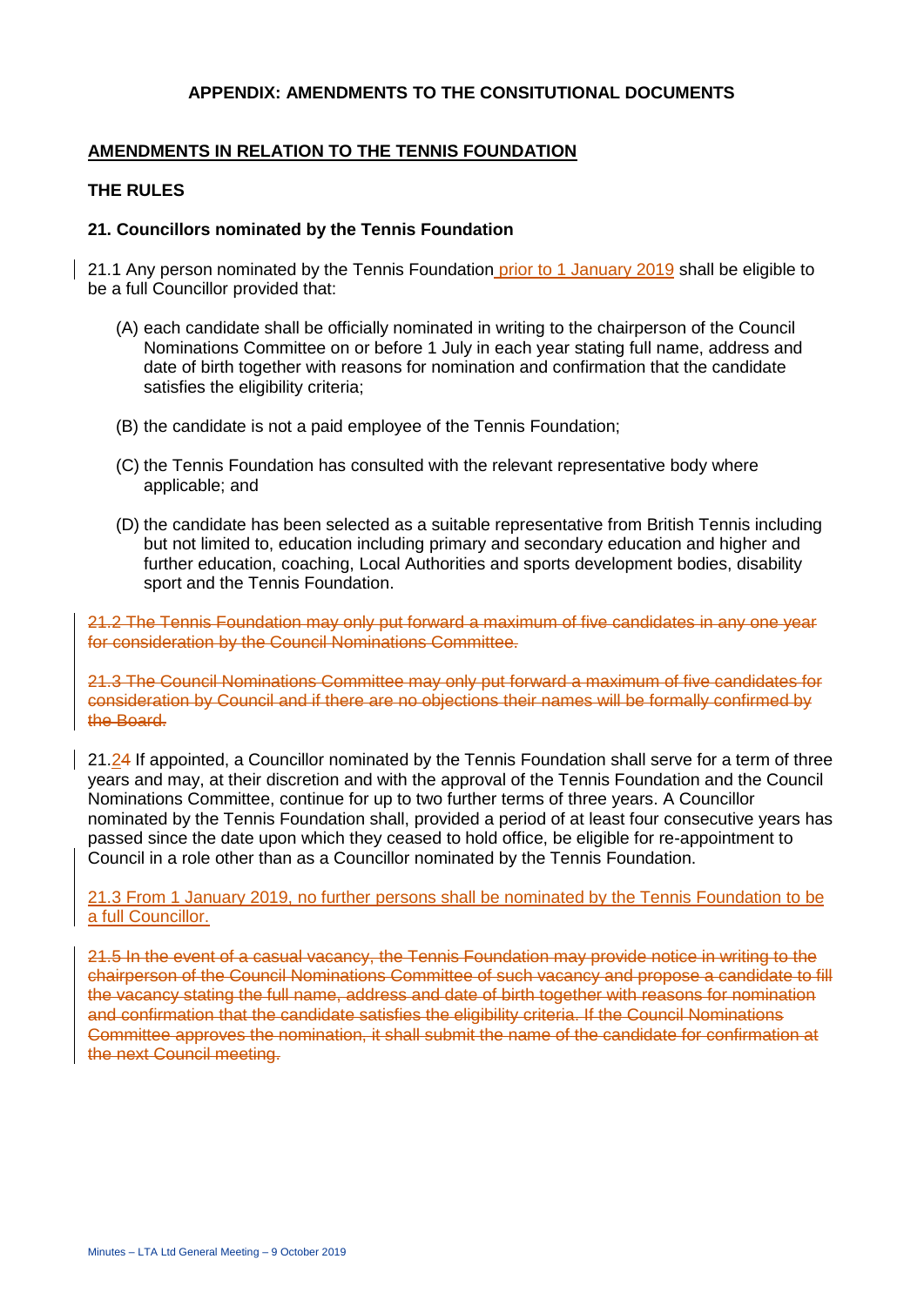**APPENDIX: AMENDMENTS TO THE CONSITUTIONAL DOCUMENTS**

**AMENDMENTS IN RELATION TO THE TENNIS FOUNDATION**

**THE RULES**

**21. Councillors nominated by the Tennis Foundation**

21.1 Any person nominated by the Tennis Foundation prior to 1 January 2019 shall be eligible to be a full Councillor provided that:

(A) each candidate shall be officially nominated in writing to the chairperson of the Council Nominations Committee on or before 1 July in each year stating full name, address and date of birth together with reasons for nomination and confirmation that the candidate satisfies the eligibility criteria;

(B) the candidate is not a paid employee of the Tennis Foundation;

(C) the Tennis Foundation has consulted with the relevant representative body where applicable; and

(D) the candidate has been selected as a suitable representative from British Tennis including but not limited to, education including primary and secondary education and higher and further education, coaching, Local Authorities and sports development bodies, disability sport and the Tennis Foundation.

~~21.2 The Tennis Foundation may only put forward a maximum of five candidates in any one year for consideration by the Council Nominations Committee.~~

~~21.3 The Council Nominations Committee may only put forward a maximum of five candidates for consideration by Council and if there are no objections their names will be formally confirmed by the Board.~~

21.~~4~~2 If appointed, a Councillor nominated by the Tennis Foundation shall serve for a term of three years and may, at their discretion and with the approval of the Tennis Foundation and the Council Nominations Committee, continue for up to two further terms of three years. A Councillor nominated by the Tennis Foundation shall, provided a period of at least four consecutive years has passed since the date upon which they ceased to hold office, be eligible for re-appointment to Council in a role other than as a Councillor nominated by the Tennis Foundation.

21.3 From 1 January 2019, no further persons shall be nominated by the Tennis Foundation to be a full Councillor.

~~21.5 In the event of a casual vacancy, the Tennis Foundation may provide notice in writing to the chairperson of the Council Nominations Committee of such vacancy and propose a candidate to fill the vacancy stating the full name, address and date of birth together with reasons for nomination and confirmation that the candidate satisfies the eligibility criteria. If the Council Nominations Committee approves the nomination, it shall submit the name of the candidate for confirmation at the next Council meeting.~~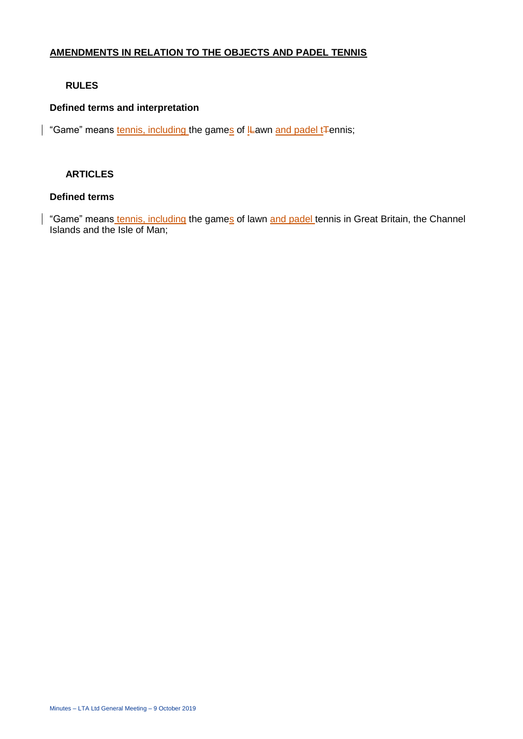**AMENDMENTS IN RELATION TO THE OBJECTS AND PADEL TENNIS**

**RULES**

**Defined terms and interpretation**

"Game" means tennis, including the games of lLawn and padel tTennis;

**ARTICLES**

**Defined terms**

"Game" means tennis, including the games of lawn and padel tennis in Great Britain, the Channel Islands and the Isle of Man;